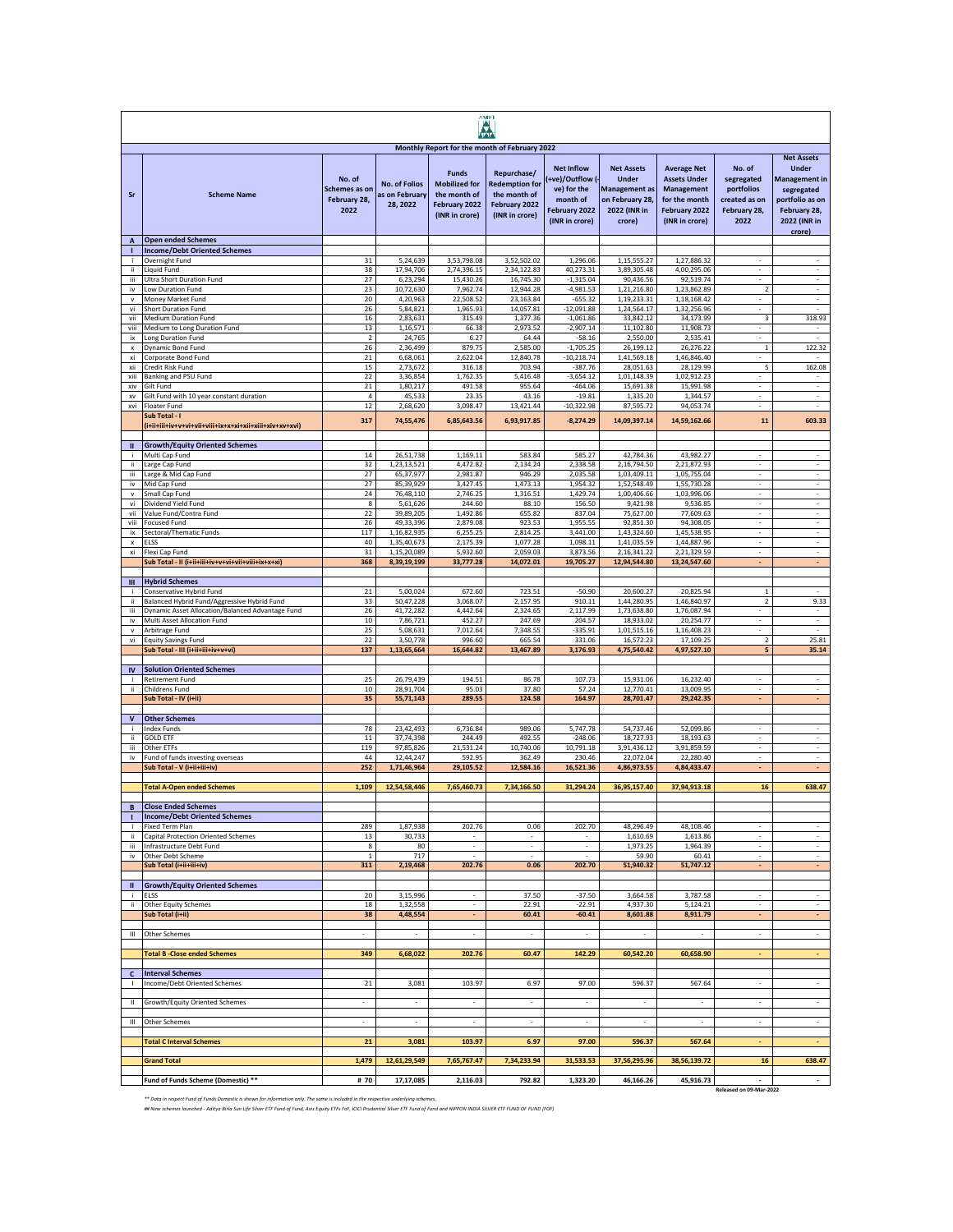AMFI

## Monthly Report for the month of February 2022

| Sr | Scheme Name | No. of Schemes as on February 28, 2022 | No. of Folios as on February 28, 2022 | Funds Mobilized for the month of February 2022 (INR in crore) | Repurchase/ Redemption for the month of February 2022 (INR in crore) | Net Inflow (+ve)/Outflow (-ve) for the month of February 2022 (INR in crore) | Net Assets Under Management as on February 28, 2022 (INR in crore) | Average Net Assets Under Management for the month February 2022 (INR in crore) | No. of segregated portfolios created as on February 28, 2022 | Net Assets Under Management in segregated portfolio as on February 28, 2022 (INR in crore) |
|---|---|---|---|---|---|---|---|---|---|---|
| **A** | **Open ended Schemes** | | | | | | | | | |
| **I** | **Income/Debt Oriented Schemes** | | | | | | | | | |
| i | Overnight Fund | 31 | 5,24,639 | 3,53,798.08 | 3,52,502.02 | 1,296.06 | 1,15,555.27 | 1,27,886.32 | - | - |
| ii | Liquid Fund | 38 | 17,94,706 | 2,74,396.15 | 2,34,122.83 | 40,273.31 | 3,89,305.48 | 4,00,295.06 | - | - |
| iii | Ultra Short Duration Fund | 27 | 6,23,294 | 15,430.26 | 16,745.30 | -1,315.04 | 90,436.56 | 92,519.74 | - | - |
| iv | Low Duration Fund | 23 | 10,72,630 | 7,962.74 | 12,944.28 | -4,981.53 | 1,21,216.80 | 1,23,862.89 | 2 | - |
| v | Money Market Fund | 20 | 4,20,963 | 22,508.52 | 23,163.84 | -655.32 | 1,19,233.31 | 1,18,168.42 | - | - |
| vi | Short Duration Fund | 26 | 5,84,821 | 1,965.93 | 14,057.81 | -12,091.88 | 1,24,564.17 | 1,32,256.96 | - | - |
| vii | Medium Duration Fund | 16 | 2,83,631 | 315.49 | 1,377.36 | -1,061.86 | 33,842.12 | 34,173.99 | 3 | 318.93 |
| viii | Medium to Long Duration Fund | 13 | 1,16,571 | 66.38 | 2,973.52 | -2,907.14 | 11,102.80 | 11,908.73 | - | - |
| ix | Long Duration Fund | 2 | 24,765 | 6.27 | 64.44 | -58.16 | 2,550.00 | 2,535.41 | - | - |
| x | Dynamic Bond Fund | 26 | 2,36,499 | 879.75 | 2,585.00 | -1,705.25 | 26,199.12 | 26,276.22 | 1 | 122.32 |
| xi | Corporate Bond Fund | 21 | 6,68,061 | 2,622.04 | 12,840.78 | -10,218.74 | 1,41,569.18 | 1,46,846.40 | - | - |
| xii | Credit Risk Fund | 15 | 2,73,672 | 316.18 | 703.94 | -387.76 | 28,051.63 | 28,129.99 | 5 | 162.08 |
| xiii | Banking and PSU Fund | 22 | 3,36,854 | 1,762.35 | 5,416.48 | -3,654.12 | 1,01,148.39 | 1,02,912.23 | - | - |
| xiv | Gilt Fund | 21 | 1,80,217 | 491.58 | 955.64 | -464.06 | 15,691.38 | 15,991.98 | - | - |
| xv | Gilt Fund with 10 year constant duration | 4 | 45,533 | 23.35 | 43.16 | -19.81 | 1,335.20 | 1,344.57 | - | - |
| xvi | Floater Fund | 12 | 2,68,620 | 3,098.47 | 13,421.44 | -10,322.98 | 87,595.72 | 94,053.74 | - | - |
| | **Sub Total - I (i+ii+iii+iv+v+vi+vii+viii+ix+x+xi+xii+xiii+xiv+xv+xvi)** | **317** | **74,55,476** | **6,85,643.56** | **6,93,917.85** | **-8,274.29** | **14,09,397.14** | **14,59,162.66** | **11** | **603.33** |
| **II** | **Growth/Equity Oriented Schemes** | | | | | | | | | |
| i | Multi Cap Fund | 14 | 26,51,738 | 1,169.11 | 583.84 | 585.27 | 42,784.36 | 43,982.27 | - | - |
| ii | Large Cap Fund | 32 | 1,23,13,521 | 4,472.82 | 2,134.24 | 2,338.58 | 2,16,794.50 | 2,21,872.93 | - | - |
| iii | Large & Mid Cap Fund | 27 | 65,37,977 | 2,981.87 | 946.29 | 2,035.58 | 1,03,409.11 | 1,05,755.04 | - | - |
| iv | Mid Cap Fund | 27 | 85,39,929 | 3,427.45 | 1,473.13 | 1,954.32 | 1,52,548.49 | 1,55,730.28 | - | - |
| v | Small Cap Fund | 24 | 76,48,110 | 2,746.25 | 1,316.51 | 1,429.74 | 1,00,406.66 | 1,03,996.06 | - | - |
| vi | Dividend Yield Fund | 8 | 5,61,626 | 244.60 | 88.10 | 156.50 | 9,421.98 | 9,536.85 | - | - |
| vii | Value Fund/Contra Fund | 22 | 39,89,205 | 1,492.86 | 655.82 | 837.04 | 75,627.00 | 77,609.63 | - | - |
| viii | Focused Fund | 26 | 49,33,396 | 2,879.08 | 923.53 | 1,955.55 | 92,851.30 | 94,308.05 | - | - |
| ix | Sectoral/Thematic Funds | 117 | 1,16,82,935 | 6,255.25 | 2,814.25 | 3,441.00 | 1,43,324.60 | 1,45,538.95 | - | - |
| x | ELSS | 40 | 1,35,40,673 | 2,175.39 | 1,077.28 | 1,098.11 | 1,41,035.59 | 1,44,887.96 | - | - |
| xi | Flexi Cap Fund | 31 | 1,15,20,089 | 5,932.60 | 2,059.03 | 3,873.56 | 2,16,341.22 | 2,21,329.59 | - | - |
| | **Sub Total - II (i+ii+iii+iv+v+vi+vii+viii+ix+x+xi)** | **368** | **8,39,19,199** | **33,777.28** | **14,072.01** | **19,705.27** | **12,94,544.80** | **13,24,547.60** | **-** | **-** |
| **III** | **Hybrid Schemes** | | | | | | | | | |
| i | Conservative Hybrid Fund | 21 | 5,00,024 | 672.60 | 723.51 | -50.90 | 20,600.27 | 20,825.94 | 1 | - |
| ii | Balanced Hybrid Fund/Aggressive Hybrid Fund | 33 | 50,47,228 | 3,068.07 | 2,157.95 | 910.11 | 1,44,280.95 | 1,46,840.97 | 2 | 9.33 |
| iii | Dynamic Asset Allocation/Balanced Advantage Fund | 26 | 41,72,282 | 4,442.64 | 2,324.65 | 2,117.99 | 1,73,638.80 | 1,76,087.94 | - | - |
| iv | Multi Asset Allocation Fund | 10 | 7,86,721 | 452.27 | 247.69 | 204.57 | 18,933.02 | 20,254.77 | - | - |
| v | Arbitrage Fund | 25 | 5,08,631 | 7,012.64 | 7,348.55 | -335.91 | 1,01,515.16 | 1,16,408.23 | - | - |
| vi | Equity Savings Fund | 22 | 3,50,778 | 996.60 | 665.54 | 331.06 | 16,572.23 | 17,109.25 | 2 | 25.81 |
| | **Sub Total - III (i+ii+iii+iv+v+vi)** | **137** | **1,13,65,664** | **16,644.82** | **13,467.89** | **3,176.93** | **4,75,540.42** | **4,97,527.10** | **5** | **35.14** |
| **IV** | **Solution Oriented Schemes** | | | | | | | | | |
| i | Retirement Fund | 25 | 26,79,439 | 194.51 | 86.78 | 107.73 | 15,931.06 | 16,232.40 | - | - |
| ii | Childrens Fund | 10 | 28,91,704 | 95.03 | 37.80 | 57.24 | 12,770.41 | 13,009.95 | - | - |
| | **Sub Total - IV (i+ii)** | **35** | **55,71,143** | **289.55** | **124.58** | **164.97** | **28,701.47** | **29,242.35** | **-** | **-** |
| **V** | **Other Schemes** | | | | | | | | | |
| i | Index Funds | 78 | 23,42,493 | 6,736.84 | 989.06 | 5,747.78 | 54,737.46 | 52,099.86 | - | - |
| ii | GOLD ETF | 11 | 37,74,398 | 244.49 | 492.55 | -248.06 | 18,727.93 | 18,193.63 | - | - |
| iii | Other ETFs | 119 | 97,85,826 | 21,531.24 | 10,740.06 | 10,791.18 | 3,91,436.12 | 3,91,859.59 | - | - |
| iv | Fund of funds investing overseas | 44 | 12,44,247 | 592.95 | 362.49 | 230.46 | 22,072.04 | 22,280.40 | - | - |
| | **Sub Total - V (i+ii+iii+iv)** | **252** | **1,71,46,964** | **29,105.52** | **12,584.16** | **16,521.36** | **4,86,973.55** | **4,84,433.47** | **-** | **-** |
| | **Total A-Open ended Schemes** | **1,109** | **12,54,58,446** | **7,65,460.73** | **7,34,166.50** | **31,294.24** | **36,95,157.40** | **37,94,913.18** | **16** | **638.47** |
| **B** | **Close Ended Schemes** | | | | | | | | | |
| **I** | **Income/Debt Oriented Schemes** | | | | | | | | | |
| i | Fixed Term Plan | 289 | 1,87,938 | 202.76 | 0.06 | 202.70 | 48,296.49 | 48,108.46 | - | - |
| ii | Capital Protection Oriented Schemes | 13 | 30,733 | - | - | - | 1,610.69 | 1,613.86 | - | - |
| iii | Infrastructure Debt Fund | 8 | 80 | - | - | - | 1,973.25 | 1,964.39 | - | - |
| iv | Other Debt Scheme | 1 | 717 | - | - | - | 59.90 | 60.41 | - | - |
| | **Sub Total (i+ii+iii+iv)** | **311** | **2,19,468** | **202.76** | **0.06** | **202.70** | **51,940.32** | **51,747.12** | **-** | **-** |
| **II** | **Growth/Equity Oriented Schemes** | | | | | | | | | |
| i | ELSS | 20 | 3,15,996 | - | 37.50 | -37.50 | 3,664.58 | 3,787.58 | - | - |
| ii | Other Equity Schemes | 18 | 1,32,558 | - | 22.91 | -22.91 | 4,937.30 | 5,124.21 | - | - |
| | **Sub Total (i+ii)** | **38** | **4,48,554** | **-** | **60.41** | **-60.41** | **8,601.88** | **8,911.79** | **-** | **-** |
| III | Other Schemes | - | - | - | - | - | - | - | - | - |
| | **Total B -Close ended Schemes** | **349** | **6,68,022** | **202.76** | **60.47** | **142.29** | **60,542.20** | **60,658.90** | **-** | **-** |
| **C** | **Interval Schemes** | | | | | | | | | |
| I | Income/Debt Oriented Schemes | 21 | 3,081 | 103.97 | 6.97 | 97.00 | 596.37 | 567.64 | - | - |
| II | Growth/Equity Oriented Schemes | - | - | - | - | - | - | - | - | - |
| III | Other Schemes | - | - | - | - | - | - | - | - | - |
| | **Total C Interval Schemes** | **21** | **3,081** | **103.97** | **6.97** | **97.00** | **596.37** | **567.64** | **-** | **-** |
| | **Grand Total** | **1,479** | **12,61,29,549** | **7,65,767.47** | **7,34,233.94** | **31,533.53** | **37,56,295.96** | **38,56,139.72** | **16** | **638.47** |
| | **Fund of Funds Scheme (Domestic) \*\*** | **# 70** | **17,17,085** | **2,116.03** | **792.82** | **1,323.20** | **46,166.26** | **45,916.73** | **-** | **-** |

Released on 09-Mar-2022

*\*\* Data in respect Fund of Funds Domestic is shown for information only. The same is included in the respective underlying schemes.*

*## New schemes launched - Aditya Birla Sun Life Silver ETF Fund of Fund, Axis Equity ETFs FoF, ICICI Prudential Silver ETF Fund of Fund and NIPPON INDIA SILVER ETF FUND OF FUND (FOF)*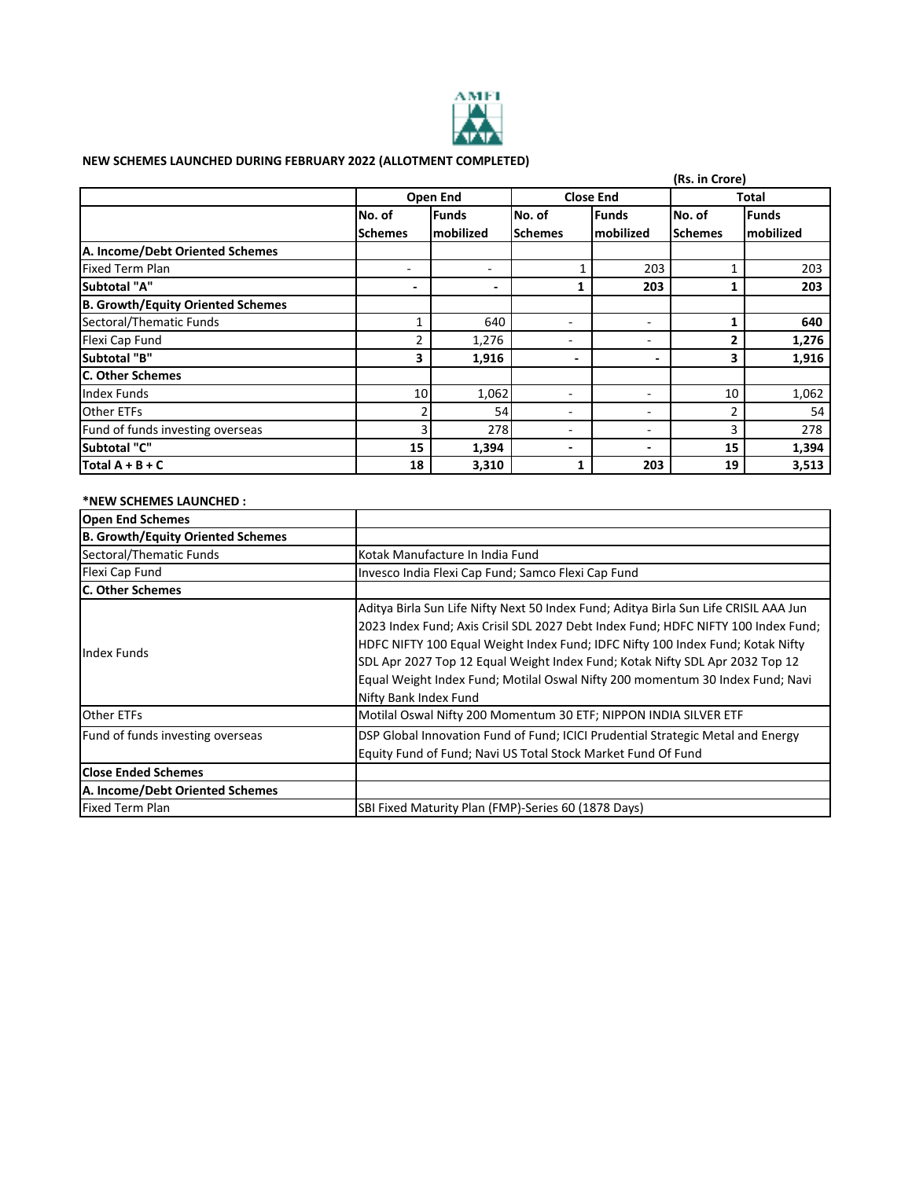## NEW SCHEMES LAUNCHED DURING FEBRUARY 2022 (ALLOTMENT COMPLETED)

(Rs. in Crore)

| | Open End | | Close End | | Total | |
|---|---|---|---|---|---|---|
| | No. of Schemes | Funds mobilized | No. of Schemes | Funds mobilized | No. of Schemes | Funds mobilized |
| **A. Income/Debt Oriented Schemes** | | | | | | |
| Fixed Term Plan | - | - | 1 | 203 | 1 | 203 |
| **Subtotal "A"** | **-** | **-** | **1** | **203** | **1** | **203** |
| **B. Growth/Equity Oriented Schemes** | | | | | | |
| Sectoral/Thematic Funds | 1 | 640 | - | - | **1** | **640** |
| Flexi Cap Fund | 2 | 1,276 | - | - | **2** | **1,276** |
| **Subtotal "B"** | **3** | **1,916** | **-** | **-** | **3** | **1,916** |
| **C. Other Schemes** | | | | | | |
| Index Funds | 10 | 1,062 | - | - | 10 | 1,062 |
| Other ETFs | 2 | 54 | - | - | 2 | 54 |
| Fund of funds investing overseas | 3 | 278 | - | - | 3 | 278 |
| **Subtotal "C"** | **15** | **1,394** | **-** | **-** | **15** | **1,394** |
| **Total A + B + C** | **18** | **3,310** | **1** | **203** | **19** | **3,513** |

**\*NEW SCHEMES LAUNCHED :**

| | |
|---|---|
| **Open End Schemes** | |
| **B. Growth/Equity Oriented Schemes** | |
| Sectoral/Thematic Funds | Kotak Manufacture In India Fund |
| Flexi Cap Fund | Invesco India Flexi Cap Fund; Samco Flexi Cap Fund |
| **C. Other Schemes** | |
| Index Funds | Aditya Birla Sun Life Nifty Next 50 Index Fund; Aditya Birla Sun Life CRISIL AAA Jun 2023 Index Fund; Axis Crisil SDL 2027 Debt Index Fund; HDFC NIFTY 100 Index Fund; HDFC NIFTY 100 Equal Weight Index Fund; IDFC Nifty 100 Index Fund; Kotak Nifty SDL Apr 2027 Top 12 Equal Weight Index Fund; Kotak Nifty SDL Apr 2032 Top 12 Equal Weight Index Fund; Motilal Oswal Nifty 200 momentum 30 Index Fund; Navi Nifty Bank Index Fund |
| Other ETFs | Motilal Oswal Nifty 200 Momentum 30 ETF; NIPPON INDIA SILVER ETF |
| Fund of funds investing overseas | DSP Global Innovation Fund of Fund; ICICI Prudential Strategic Metal and Energy Equity Fund of Fund; Navi US Total Stock Market Fund Of Fund |
| **Close Ended Schemes** | |
| **A. Income/Debt Oriented Schemes** | |
| Fixed Term Plan | SBI Fixed Maturity Plan (FMP)-Series 60 (1878 Days) |